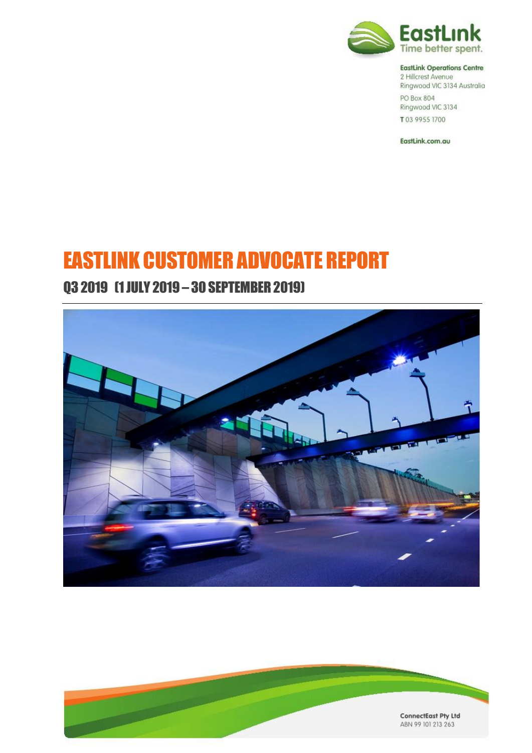EastLink
Time better spent.

**EastLink Operations Centre**
2 Hillcrest Avenue
Ringwood VIC 3134 Australia

PO Box 804
Ringwood VIC 3134

**T** 03 9955 1700

EastLink.com.au

# EASTLINK CUSTOMER ADVOCATE REPORT

## Q3 2019 (1 JULY 2019 – 30 SEPTEMBER 2019)

**ConnectEast Pty Ltd**
ABN 99 101 213 263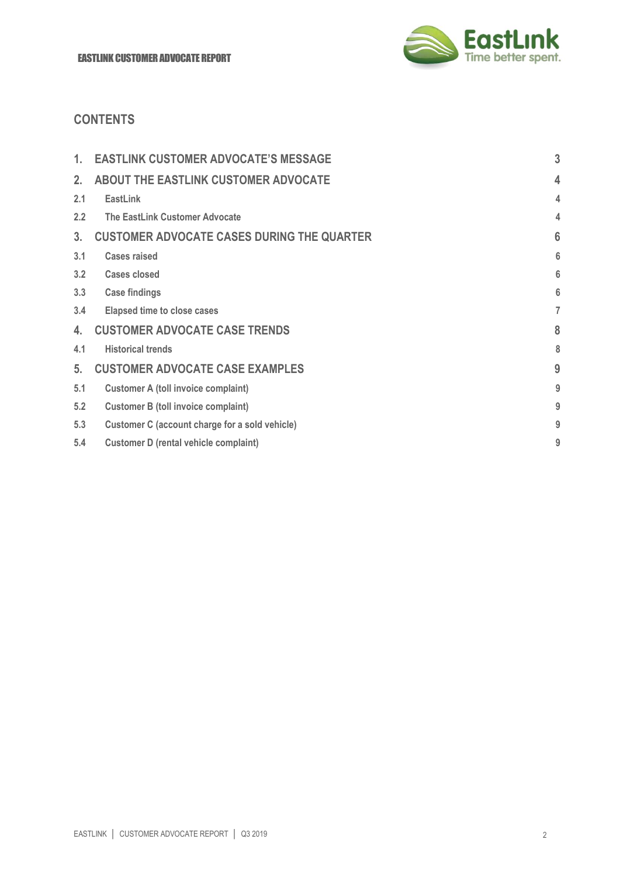## CONTENTS

| | | |
|---|---|---|
| 1. | EASTLINK CUSTOMER ADVOCATE'S MESSAGE | 3 |
| 2. | ABOUT THE EASTLINK CUSTOMER ADVOCATE | 4 |
| 2.1 | EastLink | 4 |
| 2.2 | The EastLink Customer Advocate | 4 |
| 3. | CUSTOMER ADVOCATE CASES DURING THE QUARTER | 6 |
| 3.1 | Cases raised | 6 |
| 3.2 | Cases closed | 6 |
| 3.3 | Case findings | 6 |
| 3.4 | Elapsed time to close cases | 7 |
| 4. | CUSTOMER ADVOCATE CASE TRENDS | 8 |
| 4.1 | Historical trends | 8 |
| 5. | CUSTOMER ADVOCATE CASE EXAMPLES | 9 |
| 5.1 | Customer A (toll invoice complaint) | 9 |
| 5.2 | Customer B (toll invoice complaint) | 9 |
| 5.3 | Customer C (account charge for a sold vehicle) | 9 |
| 5.4 | Customer D (rental vehicle complaint) | 9 |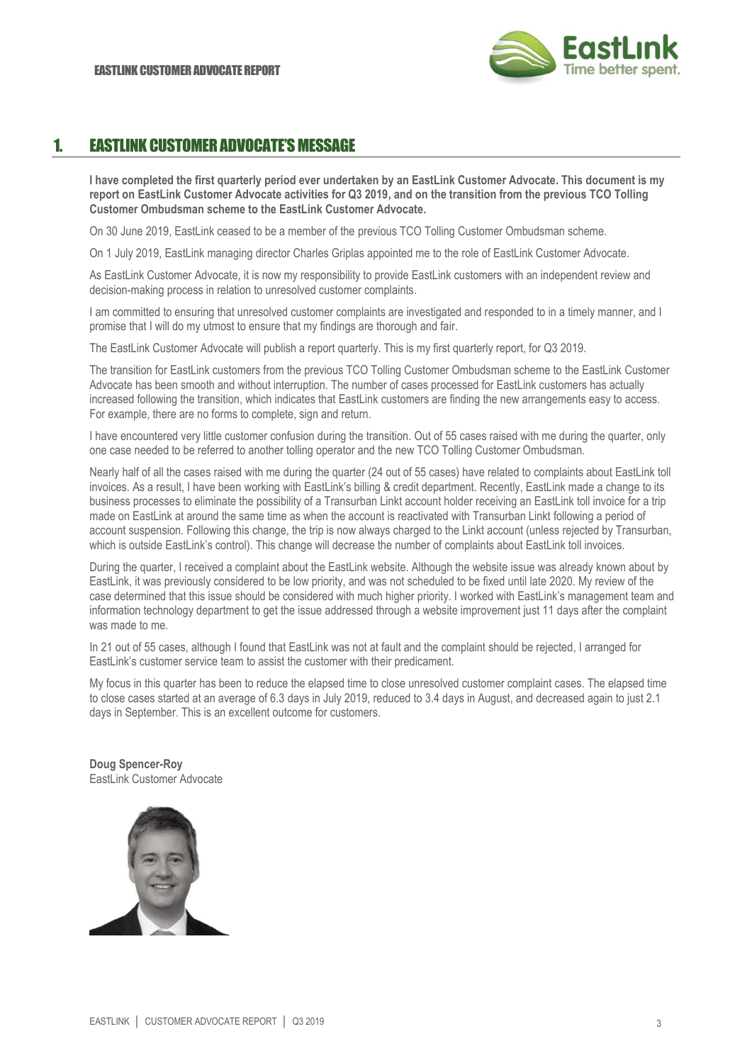## 1. EASTLINK CUSTOMER ADVOCATE'S MESSAGE

**I have completed the first quarterly period ever undertaken by an EastLink Customer Advocate. This document is my report on EastLink Customer Advocate activities for Q3 2019, and on the transition from the previous TCO Tolling Customer Ombudsman scheme to the EastLink Customer Advocate.**

On 30 June 2019, EastLink ceased to be a member of the previous TCO Tolling Customer Ombudsman scheme.

On 1 July 2019, EastLink managing director Charles Griplas appointed me to the role of EastLink Customer Advocate.

As EastLink Customer Advocate, it is now my responsibility to provide EastLink customers with an independent review and decision-making process in relation to unresolved customer complaints.

I am committed to ensuring that unresolved customer complaints are investigated and responded to in a timely manner, and I promise that I will do my utmost to ensure that my findings are thorough and fair.

The EastLink Customer Advocate will publish a report quarterly. This is my first quarterly report, for Q3 2019.

The transition for EastLink customers from the previous TCO Tolling Customer Ombudsman scheme to the EastLink Customer Advocate has been smooth and without interruption. The number of cases processed for EastLink customers has actually increased following the transition, which indicates that EastLink customers are finding the new arrangements easy to access. For example, there are no forms to complete, sign and return.

I have encountered very little customer confusion during the transition. Out of 55 cases raised with me during the quarter, only one case needed to be referred to another tolling operator and the new TCO Tolling Customer Ombudsman.

Nearly half of all the cases raised with me during the quarter (24 out of 55 cases) have related to complaints about EastLink toll invoices. As a result, I have been working with EastLink's billing & credit department. Recently, EastLink made a change to its business processes to eliminate the possibility of a Transurban Linkt account holder receiving an EastLink toll invoice for a trip made on EastLink at around the same time as when the account is reactivated with Transurban Linkt following a period of account suspension. Following this change, the trip is now always charged to the Linkt account (unless rejected by Transurban, which is outside EastLink's control). This change will decrease the number of complaints about EastLink toll invoices.

During the quarter, I received a complaint about the EastLink website. Although the website issue was already known about by EastLink, it was previously considered to be low priority, and was not scheduled to be fixed until late 2020. My review of the case determined that this issue should be considered with much higher priority. I worked with EastLink's management team and information technology department to get the issue addressed through a website improvement just 11 days after the complaint was made to me.

In 21 out of 55 cases, although I found that EastLink was not at fault and the complaint should be rejected, I arranged for EastLink's customer service team to assist the customer with their predicament.

My focus in this quarter has been to reduce the elapsed time to close unresolved customer complaint cases. The elapsed time to close cases started at an average of 6.3 days in July 2019, reduced to 3.4 days in August, and decreased again to just 2.1 days in September. This is an excellent outcome for customers.

**Doug Spencer-Roy**
EastLink Customer Advocate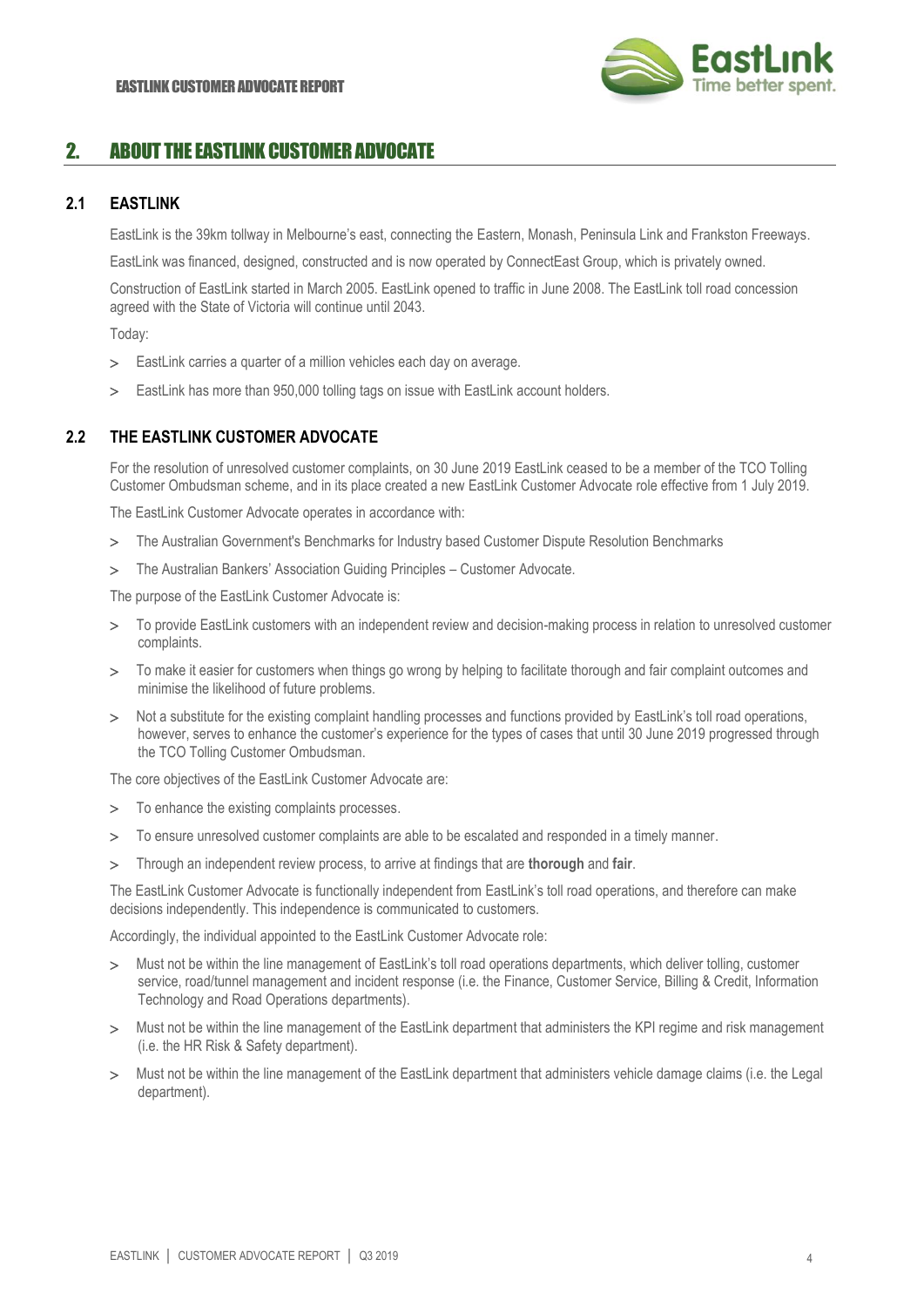## 2. ABOUT THE EASTLINK CUSTOMER ADVOCATE

### 2.1 EASTLINK

EastLink is the 39km tollway in Melbourne's east, connecting the Eastern, Monash, Peninsula Link and Frankston Freeways.

EastLink was financed, designed, constructed and is now operated by ConnectEast Group, which is privately owned.

Construction of EastLink started in March 2005. EastLink opened to traffic in June 2008. The EastLink toll road concession agreed with the State of Victoria will continue until 2043.

Today:

- EastLink carries a quarter of a million vehicles each day on average.
- EastLink has more than 950,000 tolling tags on issue with EastLink account holders.

### 2.2 THE EASTLINK CUSTOMER ADVOCATE

For the resolution of unresolved customer complaints, on 30 June 2019 EastLink ceased to be a member of the TCO Tolling Customer Ombudsman scheme, and in its place created a new EastLink Customer Advocate role effective from 1 July 2019.

The EastLink Customer Advocate operates in accordance with:

- The Australian Government's Benchmarks for Industry based Customer Dispute Resolution Benchmarks
- The Australian Bankers' Association Guiding Principles – Customer Advocate.

The purpose of the EastLink Customer Advocate is:

- To provide EastLink customers with an independent review and decision-making process in relation to unresolved customer complaints.
- To make it easier for customers when things go wrong by helping to facilitate thorough and fair complaint outcomes and minimise the likelihood of future problems.
- Not a substitute for the existing complaint handling processes and functions provided by EastLink's toll road operations, however, serves to enhance the customer's experience for the types of cases that until 30 June 2019 progressed through the TCO Tolling Customer Ombudsman.

The core objectives of the EastLink Customer Advocate are:

- To enhance the existing complaints processes.
- To ensure unresolved customer complaints are able to be escalated and responded in a timely manner.
- Through an independent review process, to arrive at findings that are **thorough** and **fair**.

The EastLink Customer Advocate is functionally independent from EastLink's toll road operations, and therefore can make decisions independently. This independence is communicated to customers.

Accordingly, the individual appointed to the EastLink Customer Advocate role:

- Must not be within the line management of EastLink's toll road operations departments, which deliver tolling, customer service, road/tunnel management and incident response (i.e. the Finance, Customer Service, Billing & Credit, Information Technology and Road Operations departments).
- Must not be within the line management of the EastLink department that administers the KPI regime and risk management (i.e. the HR Risk & Safety department).
- Must not be within the line management of the EastLink department that administers vehicle damage claims (i.e. the Legal department).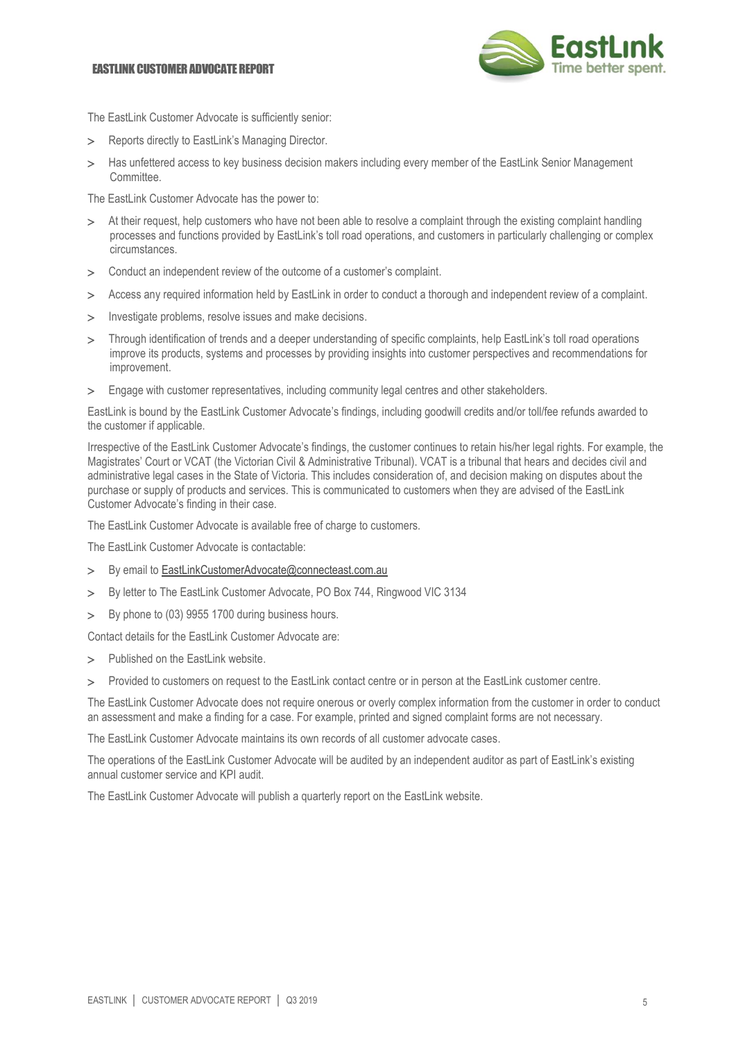The EastLink Customer Advocate is sufficiently senior:

- Reports directly to EastLink's Managing Director.
- Has unfettered access to key business decision makers including every member of the EastLink Senior Management Committee.

The EastLink Customer Advocate has the power to:

- At their request, help customers who have not been able to resolve a complaint through the existing complaint handling processes and functions provided by EastLink's toll road operations, and customers in particularly challenging or complex circumstances.
- Conduct an independent review of the outcome of a customer's complaint.
- Access any required information held by EastLink in order to conduct a thorough and independent review of a complaint.
- Investigate problems, resolve issues and make decisions.
- Through identification of trends and a deeper understanding of specific complaints, help EastLink's toll road operations improve its products, systems and processes by providing insights into customer perspectives and recommendations for improvement.
- Engage with customer representatives, including community legal centres and other stakeholders.

EastLink is bound by the EastLink Customer Advocate's findings, including goodwill credits and/or toll/fee refunds awarded to the customer if applicable.

Irrespective of the EastLink Customer Advocate's findings, the customer continues to retain his/her legal rights. For example, the Magistrates' Court or VCAT (the Victorian Civil & Administrative Tribunal). VCAT is a tribunal that hears and decides civil and administrative legal cases in the State of Victoria. This includes consideration of, and decision making on disputes about the purchase or supply of products and services. This is communicated to customers when they are advised of the EastLink Customer Advocate's finding in their case.

The EastLink Customer Advocate is available free of charge to customers.

The EastLink Customer Advocate is contactable:

- By email to EastLinkCustomerAdvocate@connecteast.com.au
- By letter to The EastLink Customer Advocate, PO Box 744, Ringwood VIC 3134
- By phone to (03) 9955 1700 during business hours.

Contact details for the EastLink Customer Advocate are:

- Published on the EastLink website.
- Provided to customers on request to the EastLink contact centre or in person at the EastLink customer centre.

The EastLink Customer Advocate does not require onerous or overly complex information from the customer in order to conduct an assessment and make a finding for a case. For example, printed and signed complaint forms are not necessary.

The EastLink Customer Advocate maintains its own records of all customer advocate cases.

The operations of the EastLink Customer Advocate will be audited by an independent auditor as part of EastLink's existing annual customer service and KPI audit.

The EastLink Customer Advocate will publish a quarterly report on the EastLink website.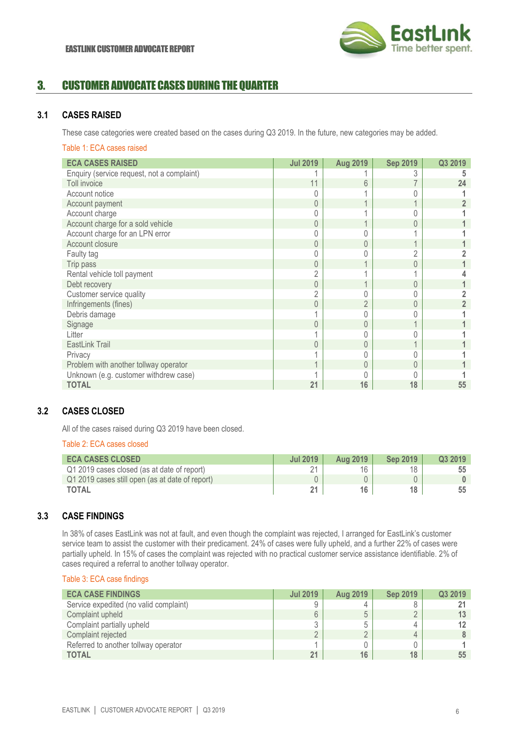## 3. CUSTOMER ADVOCATE CASES DURING THE QUARTER

### 3.1 CASES RAISED

These case categories were created based on the cases during Q3 2019. In the future, new categories may be added.

Table 1: ECA cases raised

| ECA CASES RAISED | Jul 2019 | Aug 2019 | Sep 2019 | Q3 2019 |
|---|---|---|---|---|
| Enquiry (service request, not a complaint) | 1 | 1 | 3 | **5** |
| Toll invoice | 11 | 6 | 7 | **24** |
| Account notice | 0 | 1 | 0 | **1** |
| Account payment | 0 | 1 | 1 | **2** |
| Account charge | 0 | 1 | 0 | **1** |
| Account charge for a sold vehicle | 0 | 1 | 0 | **1** |
| Account charge for an LPN error | 0 | 0 | 1 | **1** |
| Account closure | 0 | 0 | 1 | **1** |
| Faulty tag | 0 | 0 | 2 | **2** |
| Trip pass | 0 | 1 | 0 | **1** |
| Rental vehicle toll payment | 2 | 1 | 1 | **4** |
| Debt recovery | 0 | 1 | 0 | **1** |
| Customer service quality | 2 | 0 | 0 | **2** |
| Infringements (fines) | 0 | 2 | 0 | **2** |
| Debris damage | 1 | 0 | 0 | **1** |
| Signage | 0 | 0 | 1 | **1** |
| Litter | 1 | 0 | 0 | **1** |
| EastLink Trail | 0 | 0 | 1 | **1** |
| Privacy | 1 | 0 | 0 | **1** |
| Problem with another tollway operator | 1 | 0 | 0 | **1** |
| Unknown (e.g. customer withdrew case) | 1 | 0 | 0 | **1** |
| **TOTAL** | **21** | **16** | **18** | **55** |

### 3.2 CASES CLOSED

All of the cases raised during Q3 2019 have been closed.

Table 2: ECA cases closed

| ECA CASES CLOSED | Jul 2019 | Aug 2019 | Sep 2019 | Q3 2019 |
|---|---|---|---|---|
| Q1 2019 cases closed (as at date of report) | 21 | 16 | 18 | **55** |
| Q1 2019 cases still open (as at date of report) | 0 | 0 | 0 | **0** |
| **TOTAL** | **21** | **16** | **18** | **55** |

### 3.3 CASE FINDINGS

In 38% of cases EastLink was not at fault, and even though the complaint was rejected, I arranged for EastLink's customer service team to assist the customer with their predicament. 24% of cases were fully upheld, and a further 22% of cases were partially upheld. In 15% of cases the complaint was rejected with no practical customer service assistance identifiable. 2% of cases required a referral to another tollway operator.

Table 3: ECA case findings

| ECA CASE FINDINGS | Jul 2019 | Aug 2019 | Sep 2019 | Q3 2019 |
|---|---|---|---|---|
| Service expedited (no valid complaint) | 9 | 4 | 8 | **21** |
| Complaint upheld | 6 | 5 | 2 | **13** |
| Complaint partially upheld | 3 | 5 | 4 | **12** |
| Complaint rejected | 2 | 2 | 4 | **8** |
| Referred to another tollway operator | 1 | 0 | 0 | **1** |
| **TOTAL** | **21** | **16** | **18** | **55** |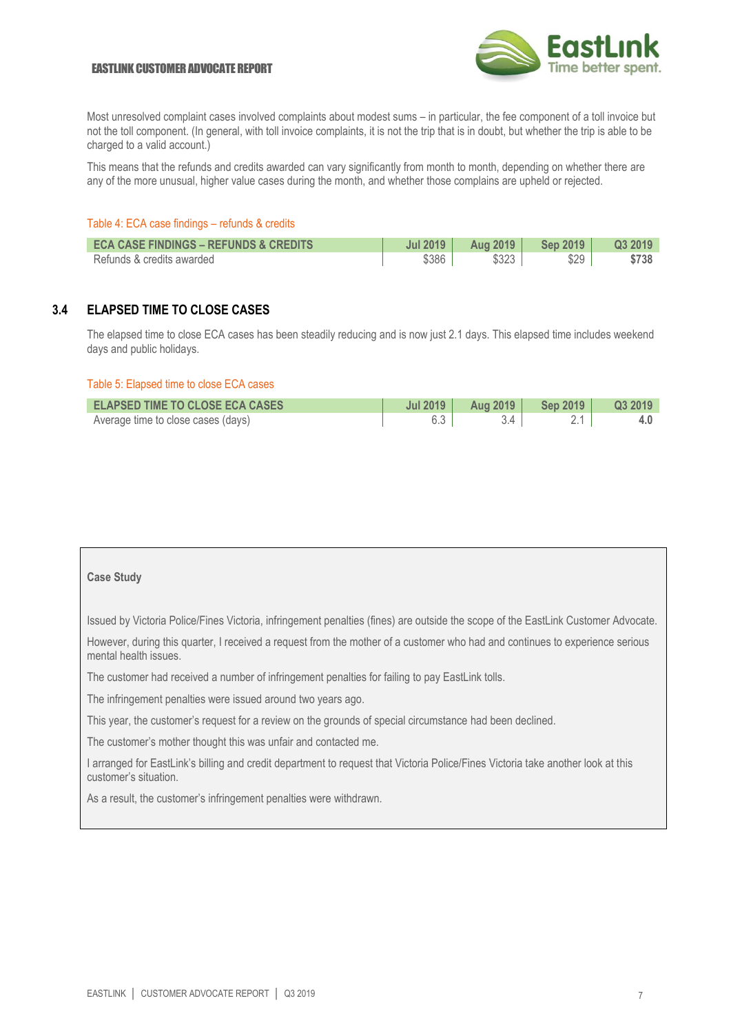Most unresolved complaint cases involved complaints about modest sums – in particular, the fee component of a toll invoice but not the toll component. (In general, with toll invoice complaints, it is not the trip that is in doubt, but whether the trip is able to be charged to a valid account.)

This means that the refunds and credits awarded can vary significantly from month to month, depending on whether there are any of the more unusual, higher value cases during the month, and whether those complains are upheld or rejected.

Table 4: ECA case findings – refunds & credits

| ECA CASE FINDINGS – REFUNDS & CREDITS | Jul 2019 | Aug 2019 | Sep 2019 | Q3 2019 |
|---|---|---|---|---|
| Refunds & credits awarded | $386 | $323 | $29 | **$738** |

## 3.4 ELAPSED TIME TO CLOSE CASES

The elapsed time to close ECA cases has been steadily reducing and is now just 2.1 days. This elapsed time includes weekend days and public holidays.

Table 5: Elapsed time to close ECA cases

| ELAPSED TIME TO CLOSE ECA CASES | Jul 2019 | Aug 2019 | Sep 2019 | Q3 2019 |
|---|---|---|---|---|
| Average time to close cases (days) | 6.3 | 3.4 | 2.1 | **4.0** |

**Case Study**

Issued by Victoria Police/Fines Victoria, infringement penalties (fines) are outside the scope of the EastLink Customer Advocate.

However, during this quarter, I received a request from the mother of a customer who had and continues to experience serious mental health issues.

The customer had received a number of infringement penalties for failing to pay EastLink tolls.

The infringement penalties were issued around two years ago.

This year, the customer's request for a review on the grounds of special circumstance had been declined.

The customer's mother thought this was unfair and contacted me.

I arranged for EastLink's billing and credit department to request that Victoria Police/Fines Victoria take another look at this customer's situation.

As a result, the customer's infringement penalties were withdrawn.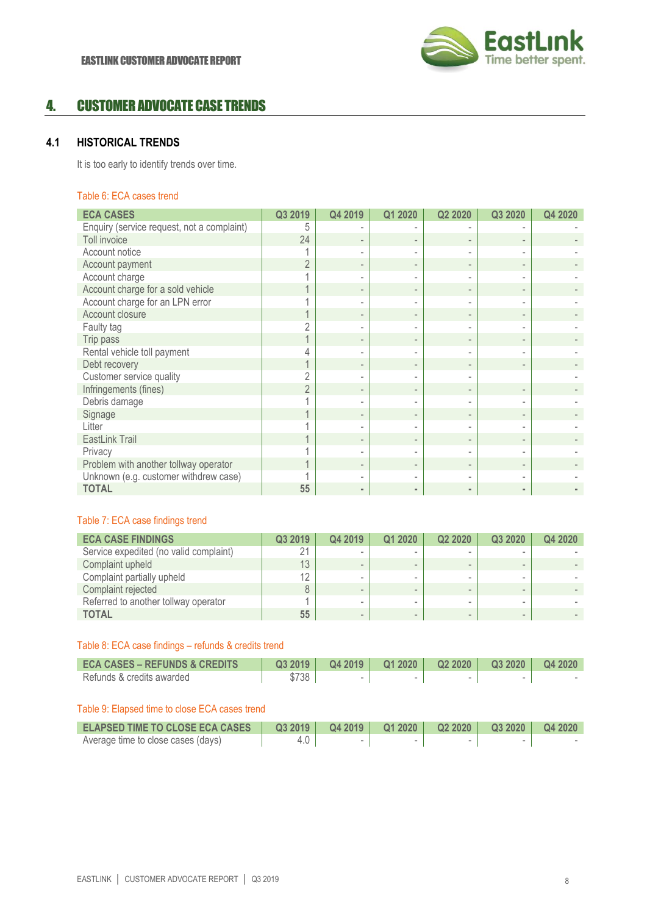# 4. CUSTOMER ADVOCATE CASE TRENDS

## 4.1 HISTORICAL TRENDS

It is too early to identify trends over time.

Table 6: ECA cases trend

| ECA CASES | Q3 2019 | Q4 2019 | Q1 2020 | Q2 2020 | Q3 2020 | Q4 2020 |
|---|---|---|---|---|---|---|
| Enquiry (service request, not a complaint) | 5 | - | - | - | - | - |
| Toll invoice | 24 | - | - | - | - | - |
| Account notice | 1 | - | - | - | - | - |
| Account payment | 2 | - | - | - | - | - |
| Account charge | 1 | - | - | - | - | - |
| Account charge for a sold vehicle | 1 | - | - | - | - | - |
| Account charge for an LPN error | 1 | - | - | - | - | - |
| Account closure | 1 | - | - | - | - | - |
| Faulty tag | 2 | - | - | - | - | - |
| Trip pass | 1 | - | - | - | - | - |
| Rental vehicle toll payment | 4 | - | - | - | - | - |
| Debt recovery | 1 | - | - | - | - | - |
| Customer service quality | 2 | - | - | - | - | - |
| Infringements (fines) | 2 | - | - | - | - | - |
| Debris damage | 1 | - | - | - | - | - |
| Signage | 1 | - | - | - | - | - |
| Litter | 1 | - | - | - | - | - |
| EastLink Trail | 1 | - | - | - | - | - |
| Privacy | 1 | - | - | - | - | - |
| Problem with another tollway operator | 1 | - | - | - | - | - |
| Unknown (e.g. customer withdrew case) | 1 | - | - | - | - | - |
| **TOTAL** | **55** | **-** | **-** | **-** | **-** | **-** |

Table 7: ECA case findings trend

| ECA CASE FINDINGS | Q3 2019 | Q4 2019 | Q1 2020 | Q2 2020 | Q3 2020 | Q4 2020 |
|---|---|---|---|---|---|---|
| Service expedited (no valid complaint) | 21 | - | - | - | - | - |
| Complaint upheld | 13 | - | - | - | - | - |
| Complaint partially upheld | 12 | - | - | - | - | - |
| Complaint rejected | 8 | - | - | - | - | - |
| Referred to another tollway operator | 1 | - | - | - | - | - |
| **TOTAL** | **55** | - | - | - | - | - |

Table 8: ECA case findings – refunds & credits trend

| ECA CASES – REFUNDS & CREDITS | Q3 2019 | Q4 2019 | Q1 2020 | Q2 2020 | Q3 2020 | Q4 2020 |
|---|---|---|---|---|---|---|
| Refunds & credits awarded | $738 | - | - | - | - | - |

Table 9: Elapsed time to close ECA cases trend

| ELAPSED TIME TO CLOSE ECA CASES | Q3 2019 | Q4 2019 | Q1 2020 | Q2 2020 | Q3 2020 | Q4 2020 |
|---|---|---|---|---|---|---|
| Average time to close cases (days) | 4.0 | - | - | - | - | - |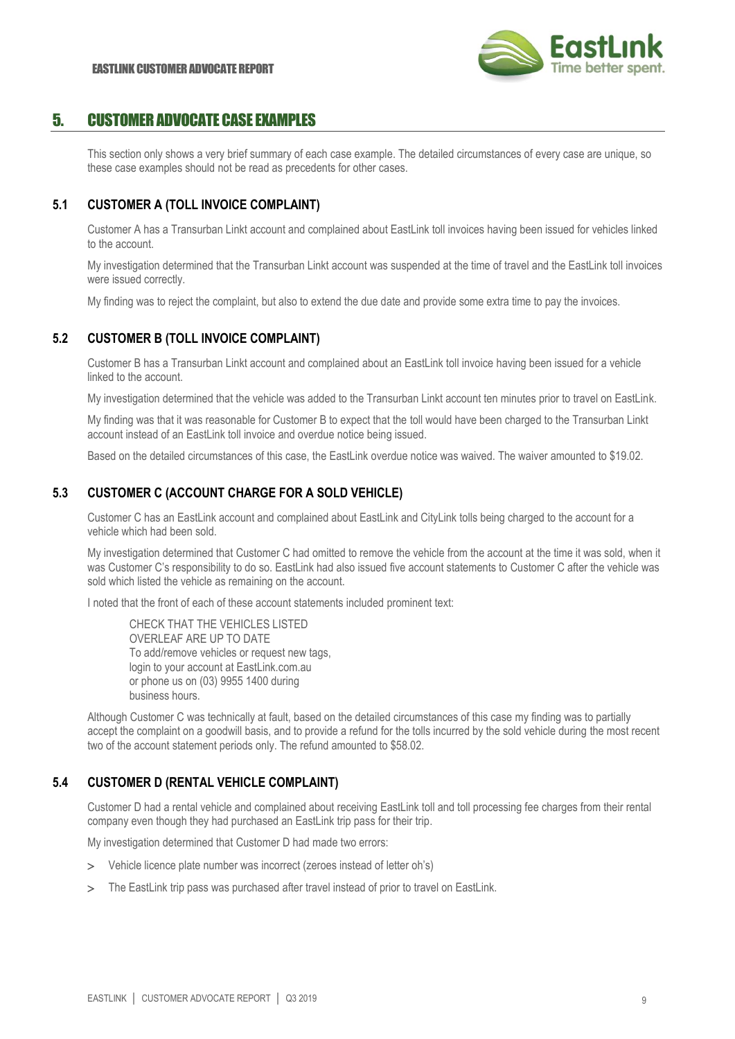## 5. CUSTOMER ADVOCATE CASE EXAMPLES

This section only shows a very brief summary of each case example. The detailed circumstances of every case are unique, so these case examples should not be read as precedents for other cases.

### 5.1 CUSTOMER A (TOLL INVOICE COMPLAINT)

Customer A has a Transurban Linkt account and complained about EastLink toll invoices having been issued for vehicles linked to the account.

My investigation determined that the Transurban Linkt account was suspended at the time of travel and the EastLink toll invoices were issued correctly.

My finding was to reject the complaint, but also to extend the due date and provide some extra time to pay the invoices.

### 5.2 CUSTOMER B (TOLL INVOICE COMPLAINT)

Customer B has a Transurban Linkt account and complained about an EastLink toll invoice having been issued for a vehicle linked to the account.

My investigation determined that the vehicle was added to the Transurban Linkt account ten minutes prior to travel on EastLink.

My finding was that it was reasonable for Customer B to expect that the toll would have been charged to the Transurban Linkt account instead of an EastLink toll invoice and overdue notice being issued.

Based on the detailed circumstances of this case, the EastLink overdue notice was waived. The waiver amounted to $19.02.

### 5.3 CUSTOMER C (ACCOUNT CHARGE FOR A SOLD VEHICLE)

Customer C has an EastLink account and complained about EastLink and CityLink tolls being charged to the account for a vehicle which had been sold.

My investigation determined that Customer C had omitted to remove the vehicle from the account at the time it was sold, when it was Customer C's responsibility to do so. EastLink had also issued five account statements to Customer C after the vehicle was sold which listed the vehicle as remaining on the account.

I noted that the front of each of these account statements included prominent text:

> CHECK THAT THE VEHICLES LISTED
> OVERLEAF ARE UP TO DATE
> To add/remove vehicles or request new tags,
> login to your account at EastLink.com.au
> or phone us on (03) 9955 1400 during
> business hours.

Although Customer C was technically at fault, based on the detailed circumstances of this case my finding was to partially accept the complaint on a goodwill basis, and to provide a refund for the tolls incurred by the sold vehicle during the most recent two of the account statement periods only. The refund amounted to $58.02.

### 5.4 CUSTOMER D (RENTAL VEHICLE COMPLAINT)

Customer D had a rental vehicle and complained about receiving EastLink toll and toll processing fee charges from their rental company even though they had purchased an EastLink trip pass for their trip.

My investigation determined that Customer D had made two errors:

- Vehicle licence plate number was incorrect (zeroes instead of letter oh's)
- The EastLink trip pass was purchased after travel instead of prior to travel on EastLink.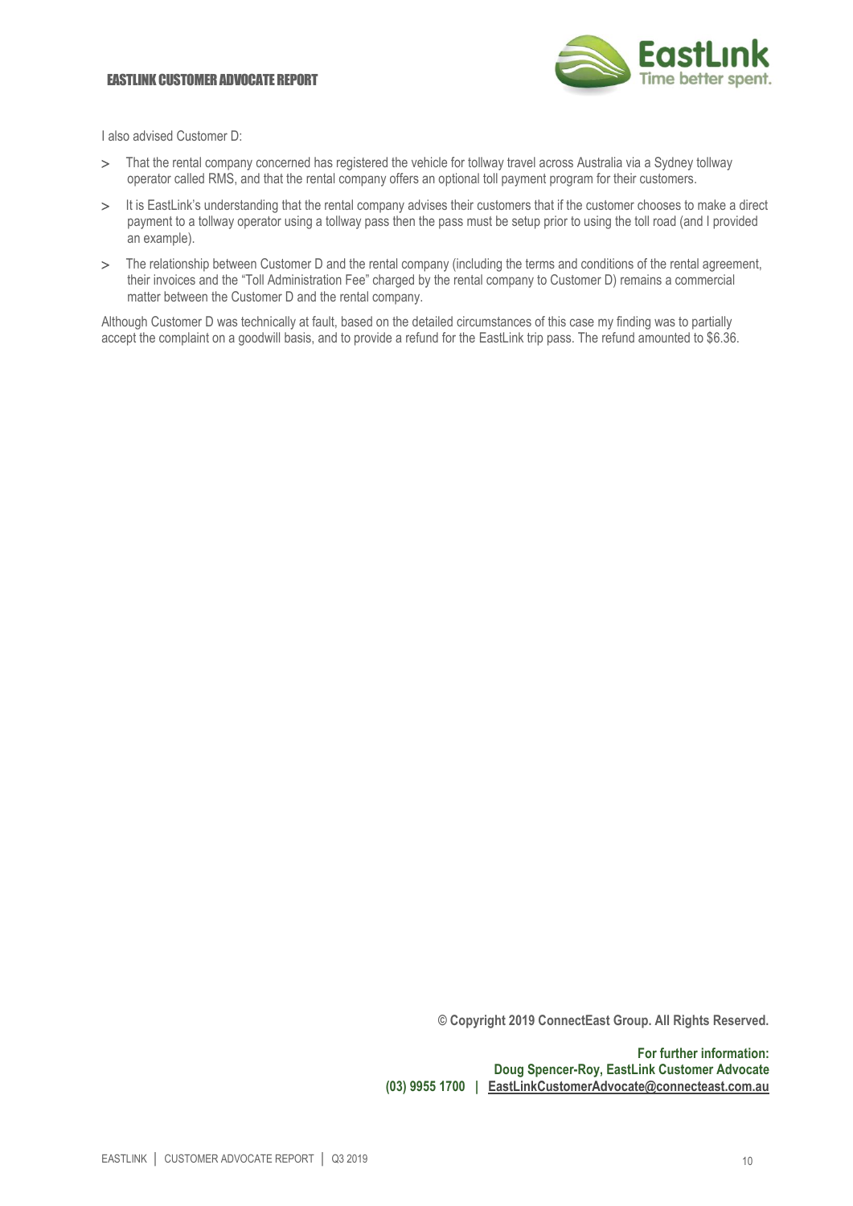I also advised Customer D:

- That the rental company concerned has registered the vehicle for tollway travel across Australia via a Sydney tollway operator called RMS, and that the rental company offers an optional toll payment program for their customers.
- It is EastLink's understanding that the rental company advises their customers that if the customer chooses to make a direct payment to a tollway operator using a tollway pass then the pass must be setup prior to using the toll road (and I provided an example).
- The relationship between Customer D and the rental company (including the terms and conditions of the rental agreement, their invoices and the "Toll Administration Fee" charged by the rental company to Customer D) remains a commercial matter between the Customer D and the rental company.

Although Customer D was technically at fault, based on the detailed circumstances of this case my finding was to partially accept the complaint on a goodwill basis, and to provide a refund for the EastLink trip pass. The refund amounted to $6.36.

**© Copyright 2019 ConnectEast Group. All Rights Reserved.**

**For further information:**
**Doug Spencer-Roy, EastLink Customer Advocate**
**(03) 9955 1700 | EastLinkCustomerAdvocate@connecteast.com.au**